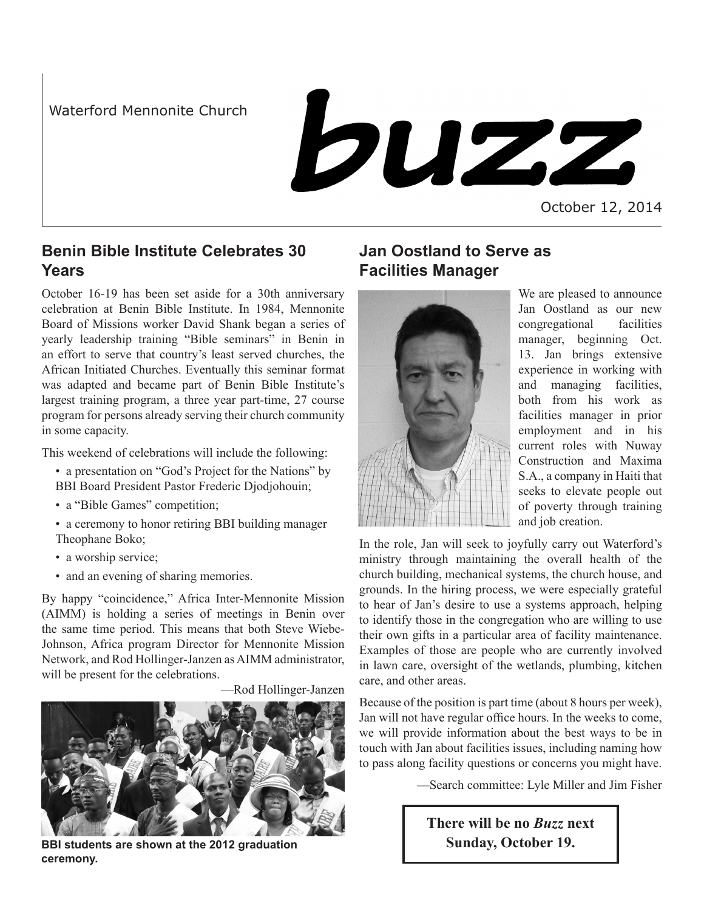Waterford Mennonite Church

# buzz

October 12, 2014

## Benin Bible Institute Celebrates 30 Years

October 16-19 has been set aside for a 30th anniversary celebration at Benin Bible Institute. In 1984, Mennonite Board of Missions worker David Shank began a series of yearly leadership training "Bible seminars" in Benin in an effort to serve that country's least served churches, the African Initiated Churches. Eventually this seminar format was adapted and became part of Benin Bible Institute's largest training program, a three year part-time, 27 course program for persons already serving their church community in some capacity.

This weekend of celebrations will include the following:

- a presentation on "God's Project for the Nations" by BBI Board President Pastor Frederic Djodjohouin;
- a "Bible Games" competition;
- a ceremony to honor retiring BBI building manager Theophane Boko;
- a worship service;
- and an evening of sharing memories.

By happy "coincidence," Africa Inter-Mennonite Mission (AIMM) is holding a series of meetings in Benin over the same time period. This means that both Steve Wiebe-Johnson, Africa program Director for Mennonite Mission Network, and Rod Hollinger-Janzen as AIMM administrator, will be present for the celebrations.

—Rod Hollinger-Janzen

**BBI students are shown at the 2012 graduation ceremony.**

## Jan Oostland to Serve as Facilities Manager

We are pleased to announce Jan Oostland as our new congregational facilities manager, beginning Oct. 13. Jan brings extensive experience in working with and managing facilities, both from his work as facilities manager in prior employment and in his current roles with Nuway Construction and Maxima S.A., a company in Haiti that seeks to elevate people out of poverty through training and job creation.

In the role, Jan will seek to joyfully carry out Waterford's ministry through maintaining the overall health of the church building, mechanical systems, the church house, and grounds. In the hiring process, we were especially grateful to hear of Jan's desire to use a systems approach, helping to identify those in the congregation who are willing to use their own gifts in a particular area of facility maintenance. Examples of those are people who are currently involved in lawn care, oversight of the wetlands, plumbing, kitchen care, and other areas.

Because of the position is part time (about 8 hours per week), Jan will not have regular office hours. In the weeks to come, we will provide information about the best ways to be in touch with Jan about facilities issues, including naming how to pass along facility questions or concerns you might have.

—Search committee: Lyle Miller and Jim Fisher

**There will be no *Buzz* next Sunday, October 19.**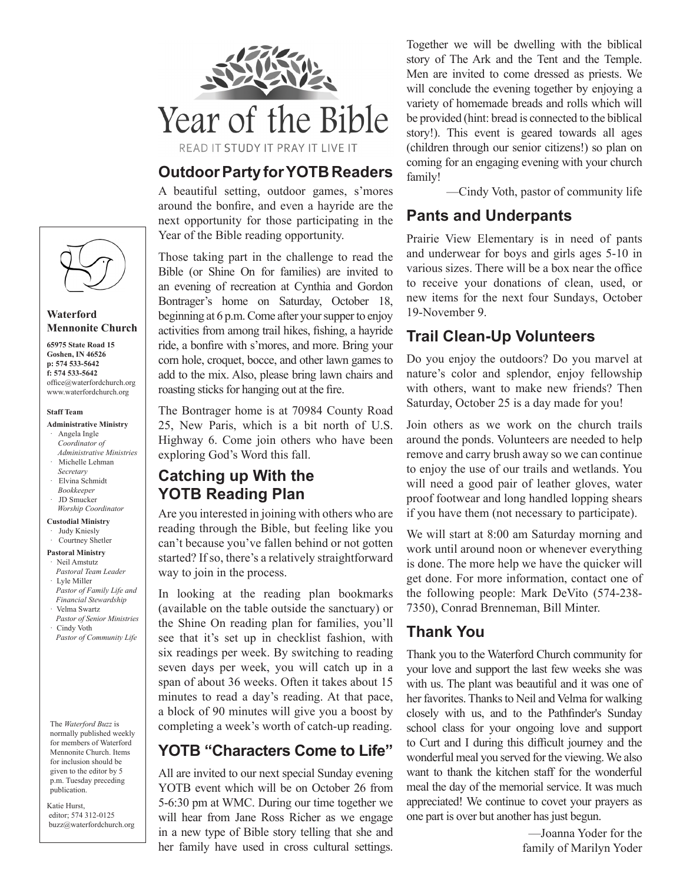# Year of the Bible

READ IT STUDY IT PRAY IT LIVE IT

## Outdoor Party for YOTB Readers

A beautiful setting, outdoor games, s'mores around the bonfire, and even a hayride are the next opportunity for those participating in the Year of the Bible reading opportunity.

Those taking part in the challenge to read the Bible (or Shine On for families) are invited to an evening of recreation at Cynthia and Gordon Bontrager's home on Saturday, October 18, beginning at 6 p.m. Come after your supper to enjoy activities from among trail hikes, fishing, a hayride ride, a bonfire with s'mores, and more. Bring your corn hole, croquet, bocce, and other lawn games to add to the mix. Also, please bring lawn chairs and roasting sticks for hanging out at the fire.

The Bontrager home is at 70984 County Road 25, New Paris, which is a bit north of U.S. Highway 6. Come join others who have been exploring God's Word this fall.

## Catching up With the YOTB Reading Plan

Are you interested in joining with others who are reading through the Bible, but feeling like you can't because you've fallen behind or not gotten started? If so, there's a relatively straightforward way to join in the process.

In looking at the reading plan bookmarks (available on the table outside the sanctuary) or the Shine On reading plan for families, you'll see that it's set up in checklist fashion, with six readings per week. By switching to reading seven days per week, you will catch up in a span of about 36 weeks. Often it takes about 15 minutes to read a day's reading. At that pace, a block of 90 minutes will give you a boost by completing a week's worth of catch-up reading.

## YOTB "Characters Come to Life"

All are invited to our next special Sunday evening YOTB event which will be on October 26 from 5-6:30 pm at WMC. During our time together we will hear from Jane Ross Richer as we engage in a new type of Bible story telling that she and her family have used in cross cultural settings. Together we will be dwelling with the biblical story of The Ark and the Tent and the Temple. Men are invited to come dressed as priests. We will conclude the evening together by enjoying a variety of homemade breads and rolls which will be provided (hint: bread is connected to the biblical story!). This event is geared towards all ages (children through our senior citizens!) so plan on coming for an engaging evening with your church family!

—Cindy Voth, pastor of community life

## Pants and Underpants

Prairie View Elementary is in need of pants and underwear for boys and girls ages 5-10 in various sizes. There will be a box near the office to receive your donations of clean, used, or new items for the next four Sundays, October 19-November 9.

## Trail Clean-Up Volunteers

Do you enjoy the outdoors? Do you marvel at nature's color and splendor, enjoy fellowship with others, want to make new friends? Then Saturday, October 25 is a day made for you!

Join others as we work on the church trails around the ponds. Volunteers are needed to help remove and carry brush away so we can continue to enjoy the use of our trails and wetlands. You will need a good pair of leather gloves, water proof footwear and long handled lopping shears if you have them (not necessary to participate).

We will start at 8:00 am Saturday morning and work until around noon or whenever everything is done. The more help we have the quicker will get done. For more information, contact one of the following people: Mark DeVito (574-238-7350), Conrad Brenneman, Bill Minter.

## Thank You

Thank you to the Waterford Church community for your love and support the last few weeks she was with us. The plant was beautiful and it was one of her favorites. Thanks to Neil and Velma for walking closely with us, and to the Pathfinder's Sunday school class for your ongoing love and support to Curt and I during this difficult journey and the wonderful meal you served for the viewing. We also want to thank the kitchen staff for the wonderful meal the day of the memorial service. It was much appreciated! We continue to covet your prayers as one part is over but another has just begun.

—Joanna Yoder for the family of Marilyn Yoder

---

**Waterford Mennonite Church**

**65975 State Road 15**
**Goshen, IN 46526**
**p: 574 533-5642**
**f: 574 533-5642**
office@waterfordchurch.org
www.waterfordchurch.org

**Staff Team**

**Administrative Ministry**
- Angela Ingle
  *Coordinator of Administrative Ministries*
- Michelle Lehman
  *Secretary*
- Elvina Schmidt
  *Bookkeeper*
- JD Smucker
  *Worship Coordinator*

**Custodial Ministry**
- Judy Kniesly
- Courtney Shetler

**Pastoral Ministry**
- Neil Amstutz
  *Pastoral Team Leader*
- Lyle Miller
  *Pastor of Family Life and Financial Stewardship*
- Velma Swartz
  *Pastor of Senior Ministries*
- Cindy Voth
  *Pastor of Community Life*

The *Waterford Buzz* is normally published weekly for members of Waterford Mennonite Church. Items for inclusion should be given to the editor by 5 p.m. Tuesday preceding publication.

Katie Hurst,
editor; 574 312-0125
buzz@waterfordchurch.org